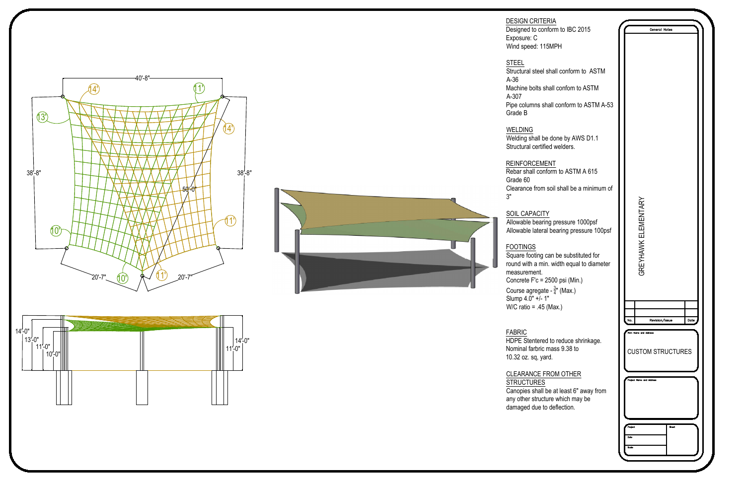40'-8"

14'

11'

13'

14'

38'-8"

38'-8"

50'-0"

10'

11'

20'-7"

10'

11'

20'-7"

14'-0"

13'-0"

11'-0"

10'-0"

14'-0"

11'-0"

DESIGN CRITERIA
Designed to conform to IBC 2015
Exposure: C
Wind speed: 115MPH

STEEL
Structural steel shall conform to ASTM A-36
Machine bolts shall confom to ASTM A-307
Pipe columns shall conform to ASTM A-53 Grade B

WELDING
Welding shall be done by AWS D1.1
Structural certified welders.

REINFORCEMENT
Rebar shall conform to ASTM A 615 Grade 60
Clearance from soil shall be a minimum of 3"

SOIL CAPACITY
Allowable bearing pressure 1000psf
Allowable lateral bearing pressure 100psf

FOOTINGS
Square footing can be substituted for round with a min. width equal to diameter measurement.
Concrete F'c = 2500 psi (Min.)
Course agregate - $\frac{3}{4}$" (Max.)
Slump 4.0" +/- 1"
W/C ratio = .45 (Max.)

FABRIC
HDPE Stentered to reduce shrinkage.
Nominal farbric mass 9.38 to 10.32 oz. sq, yard.

CLEARANCE FROM OTHER STRUCTURES
Canopies shall be at least 6" away from any other structure which may be damaged due to deflection.

General Notes

GREYHAWK ELEMENTARY

| No. | Revision/Issue | Date |
| --- | --- | --- |
| | | |
| | | |

Firm Name and Address

CUSTOM STRUCTURES

Project Name and Address

| Project | Sheet |
| --- | --- |
| Date | |
| Scale | |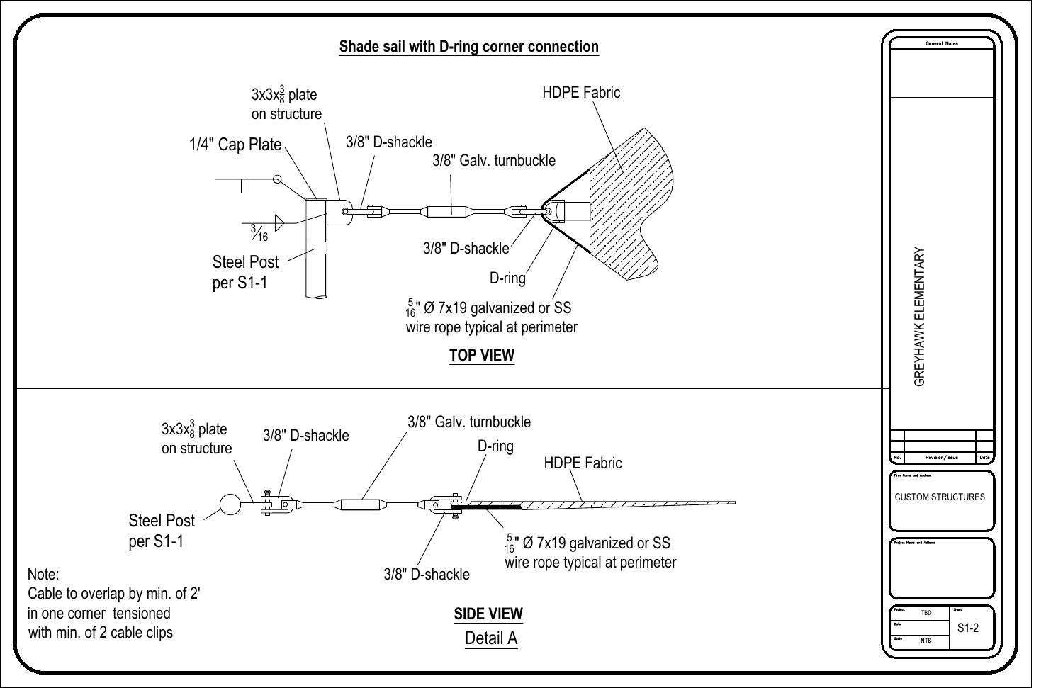## Shade sail with D-ring corner connection

### TOP VIEW

- $3x3x\frac{3}{8}$ plate on structure
- 1/4" Cap Plate
- 3/8" D-shackle
- 3/8" Galv. turnbuckle
- HDPE Fabric
- $\frac{3}{16}$
- Steel Post per S1-1
- 3/8" D-shackle
- D-ring
- $\frac{5}{16}$" Ø 7x19 galvanized or SS wire rope typical at perimeter

### SIDE VIEW

- $3x3x\frac{3}{8}$ plate on structure
- 3/8" D-shackle
- 3/8" Galv. turnbuckle
- D-ring
- HDPE Fabric
- Steel Post per S1-1
- $\frac{5}{16}$" Ø 7x19 galvanized or SS wire rope typical at perimeter
- 3/8" D-shackle

Note:
Cable to overlap by min. of 2' in one corner tensioned with min. of 2 cable clips

Detail A

---

General Notes

GREYHAWK ELEMENTARY

| No. | Revision/Issue | Date |
|---|---|---|
| | | |

Firm Name and Address: CUSTOM STRUCTURES

Project Name and Address:

| Project | TBD | Sheet |
|---|---|---|
| Date | | S1-2 |
| Scale | NTS | |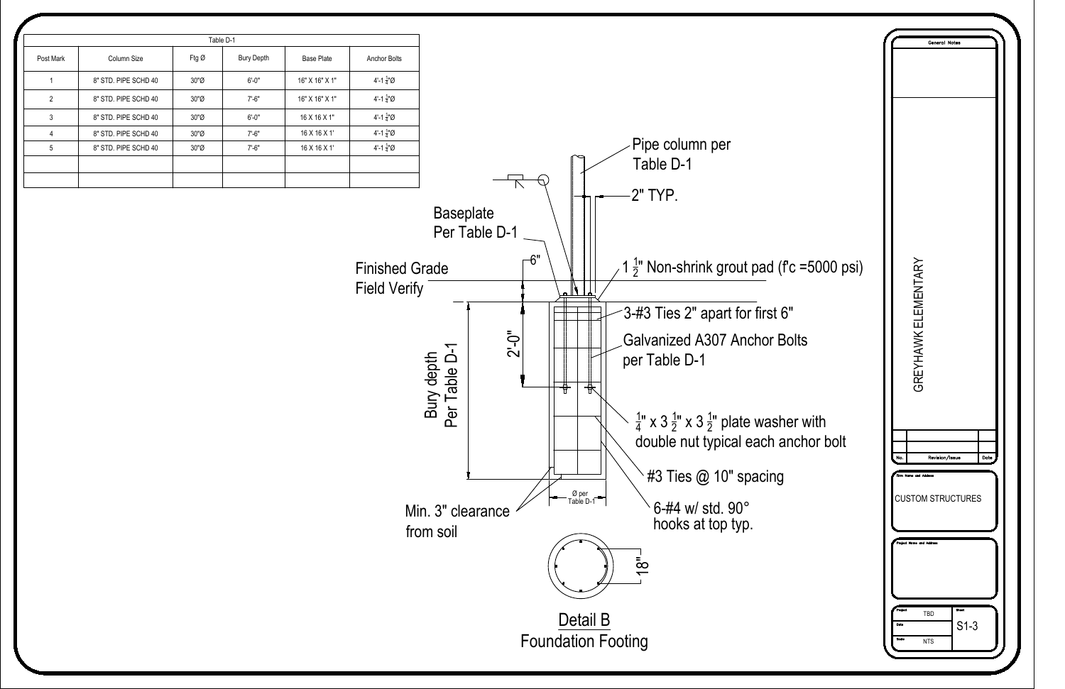Table D-1

| Post Mark | Column Size | Ftg Ø | Bury Depth | Base Plate | Anchor Bolts |
|---|---|---|---|---|---|
| 1 | 8" STD. PIPE SCHD 40 | 30"Ø | 6'-0" | 16" X 16" X 1" | 4'-1 $\frac{3}{4}$"Ø |
| 2 | 8" STD. PIPE SCHD 40 | 30"Ø | 7'-6" | 16" X 16" X 1" | 4'-1 $\frac{3}{4}$"Ø |
| 3 | 8" STD. PIPE SCHD 40 | 30"Ø | 6'-0" | 16 X 16 X 1" | 4'-1 $\frac{3}{4}$"Ø |
| 4 | 8" STD. PIPE SCHD 40 | 30"Ø | 7'-6" | 16 X 16 X 1' | 4'-1 $\frac{3}{4}$"Ø |
| 5 | 8" STD. PIPE SCHD 40 | 30"Ø | 7'-6" | 16 X 16 X 1' | 4'-1 $\frac{3}{4}$"Ø |
| | | | | | |
| | | | | | |

Pipe column per Table D-1

2" TYP.

Baseplate Per Table D-1

6"

1 $\frac{1}{2}$" Non-shrink grout pad (f'c =5000 psi)

Finished Grade Field Verify

3-#3 Ties 2" apart for first 6"

2'-0"

Galvanized A307 Anchor Bolts per Table D-1

Bury depth Per Table D-1

$\frac{1}{4}$" x 3 $\frac{1}{2}$" x 3 $\frac{1}{2}$" plate washer with double nut typical each anchor bolt

#3 Ties @ 10" spacing

Ø per Table D-1

Min. 3" clearance from soil

6-#4 w/ std. 90° hooks at top typ.

18"

Detail B
Foundation Footing

General Notes

GREYHAWK ELEMENTARY

| No. | Revision/Issue | Date |
|---|---|---|
| | | |
| | | |

Firm Name and Address

CUSTOM STRUCTURES

Project Name and Address

Project: TBD

Date

Scale: NTS

Sheet: S1-3